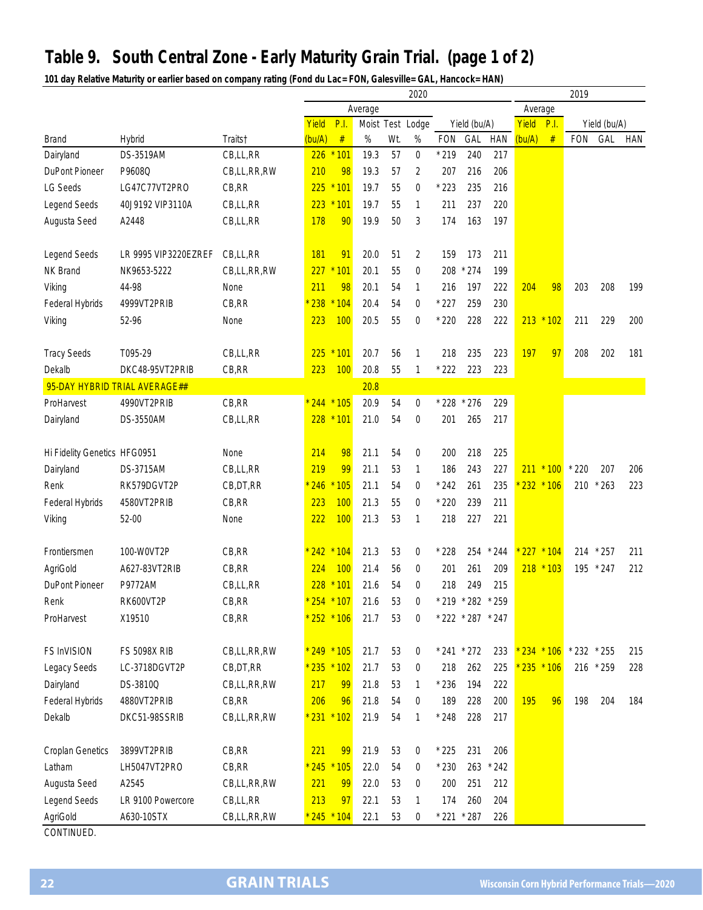# Table 9. South Central Zone - Early Maturity Grain Trial. (page 1 of 2)

**101 day Relative Maturity or earlier based on company rating (Fond du Lac= FON, Galesville= GAL, Hancock= HAN)**

| | | | 2020 | | | | | | | | 2019 | | | | |
|---|---|---|---|---|---|---|---|---|---|---|---|---|---|---|---|
| | | | Average | | | | | | | | Average | | | | |
| | | | Yield | P.I. | Moist | Test | Lodge | Yield (bu/A) | | | Yield | P.I. | Yield (bu/A) | | |
| Brand | Hybrid | Traits† | (bu/A) | # | % | Wt. | % | FON | GAL | HAN | (bu/A) | # | FON | GAL | HAN |
| Dairyland | DS-3519AM | CB,LL,RR | 226 | *101 | 19.3 | 57 | 0 | *219 | 240 | 217 | | | | | |
| DuPont Pioneer | P9608Q | CB,LL,RR,RW | 210 | 98 | 19.3 | 57 | 2 | 207 | 216 | 206 | | | | | |
| LG Seeds | LG47C77VT2PRO | CB,RR | 225 | *101 | 19.7 | 55 | 0 | *223 | 235 | 216 | | | | | |
| Legend Seeds | 40J9192 VIP3110A | CB,LL,RR | 223 | *101 | 19.7 | 55 | 1 | 211 | 237 | 220 | | | | | |
| Augusta Seed | A2448 | CB,LL,RR | 178 | 90 | 19.9 | 50 | 3 | 174 | 163 | 197 | | | | | |
| Legend Seeds | LR 9995 VIP3220EZREF | CB,LL,RR | 181 | 91 | 20.0 | 51 | 2 | 159 | 173 | 211 | | | | | |
| NK Brand | NK9653-5222 | CB,LL,RR,RW | 227 | *101 | 20.1 | 55 | 0 | 208 | *274 | 199 | | | | | |
| Viking | 44-98 | None | 211 | 98 | 20.1 | 54 | 1 | 216 | 197 | 222 | 204 | 98 | 203 | 208 | 199 |
| Federal Hybrids | 4999VT2PRIB | CB,RR | *238 | *104 | 20.4 | 54 | 0 | *227 | 259 | 230 | | | | | |
| Viking | 52-96 | None | 223 | 100 | 20.5 | 55 | 0 | *220 | 228 | 222 | 213 | *102 | 211 | 229 | 200 |
| Tracy Seeds | T095-29 | CB,LL,RR | 225 | *101 | 20.7 | 56 | 1 | 218 | 235 | 223 | 197 | 97 | 208 | 202 | 181 |
| Dekalb | DKC48-95VT2PRIB | CB,RR | 223 | 100 | 20.8 | 55 | 1 | *222 | 223 | 223 | | | | | |
| 95-DAY HYBRID TRIAL AVERAGE## | | | | | 20.8 | | | | | | | | | | |
| ProHarvest | 4990VT2PRIB | CB,RR | *244 | *105 | 20.9 | 54 | 0 | *228 | *276 | 229 | | | | | |
| Dairyland | DS-3550AM | CB,LL,RR | 228 | *101 | 21.0 | 54 | 0 | 201 | 265 | 217 | | | | | |
| Hi Fidelity Genetics | HFG0951 | None | 214 | 98 | 21.1 | 54 | 0 | 200 | 218 | 225 | | | | | |
| Dairyland | DS-3715AM | CB,LL,RR | 219 | 99 | 21.1 | 53 | 1 | 186 | 243 | 227 | 211 | *100 | *220 | 207 | 206 |
| Renk | RK579DGVT2P | CB,DT,RR | *246 | *105 | 21.1 | 54 | 0 | *242 | 261 | 235 | *232 | *106 | 210 | *263 | 223 |
| Federal Hybrids | 4580VT2PRIB | CB,RR | 223 | 100 | 21.3 | 55 | 0 | *220 | 239 | 211 | | | | | |
| Viking | 52-00 | None | 222 | 100 | 21.3 | 53 | 1 | 218 | 227 | 221 | | | | | |
| Frontiersmen | 100-W0VT2P | CB,RR | *242 | *104 | 21.3 | 53 | 0 | *228 | 254 | *244 | *227 | *104 | 214 | *257 | 211 |
| AgriGold | A627-83VT2RIB | CB,RR | 224 | 100 | 21.4 | 56 | 0 | 201 | 261 | 209 | 218 | *103 | 195 | *247 | 212 |
| DuPont Pioneer | P9772AM | CB,LL,RR | 228 | *101 | 21.6 | 54 | 0 | 218 | 249 | 215 | | | | | |
| Renk | RK600VT2P | CB,RR | *254 | *107 | 21.6 | 53 | 0 | *219 | *282 | *259 | | | | | |
| ProHarvest | X19510 | CB,RR | *252 | *106 | 21.7 | 53 | 0 | *222 | *287 | *247 | | | | | |
| FS InVISION | FS 5098X RIB | CB,LL,RR,RW | *249 | *105 | 21.7 | 53 | 0 | *241 | *272 | 233 | *234 | *106 | *232 | *255 | 215 |
| Legacy Seeds | LC-3718DGVT2P | CB,DT,RR | *235 | *102 | 21.7 | 53 | 0 | 218 | 262 | 225 | *235 | *106 | 216 | *259 | 228 |
| Dairyland | DS-3810Q | CB,LL,RR,RW | 217 | 99 | 21.8 | 53 | 1 | *236 | 194 | 222 | | | | | |
| Federal Hybrids | 4880VT2PRIB | CB,RR | 206 | 96 | 21.8 | 54 | 0 | 189 | 228 | 200 | 195 | 96 | 198 | 204 | 184 |
| Dekalb | DKC51-98SSRIB | CB,LL,RR,RW | *231 | *102 | 21.9 | 54 | 1 | *248 | 228 | 217 | | | | | |
| Croplan Genetics | 3899VT2PRIB | CB,RR | 221 | 99 | 21.9 | 53 | 0 | *225 | 231 | 206 | | | | | |
| Latham | LH5047VT2PRO | CB,RR | *245 | *105 | 22.0 | 54 | 0 | *230 | 263 | *242 | | | | | |
| Augusta Seed | A2545 | CB,LL,RR,RW | 221 | 99 | 22.0 | 53 | 0 | 200 | 251 | 212 | | | | | |
| Legend Seeds | LR 9100 Powercore | CB,LL,RR | 213 | 97 | 22.1 | 53 | 1 | 174 | 260 | 204 | | | | | |
| AgriGold | A630-10STX | CB,LL,RR,RW | *245 | *104 | 22.1 | 53 | 0 | *221 | *287 | 226 | | | | | |

CONTINUED.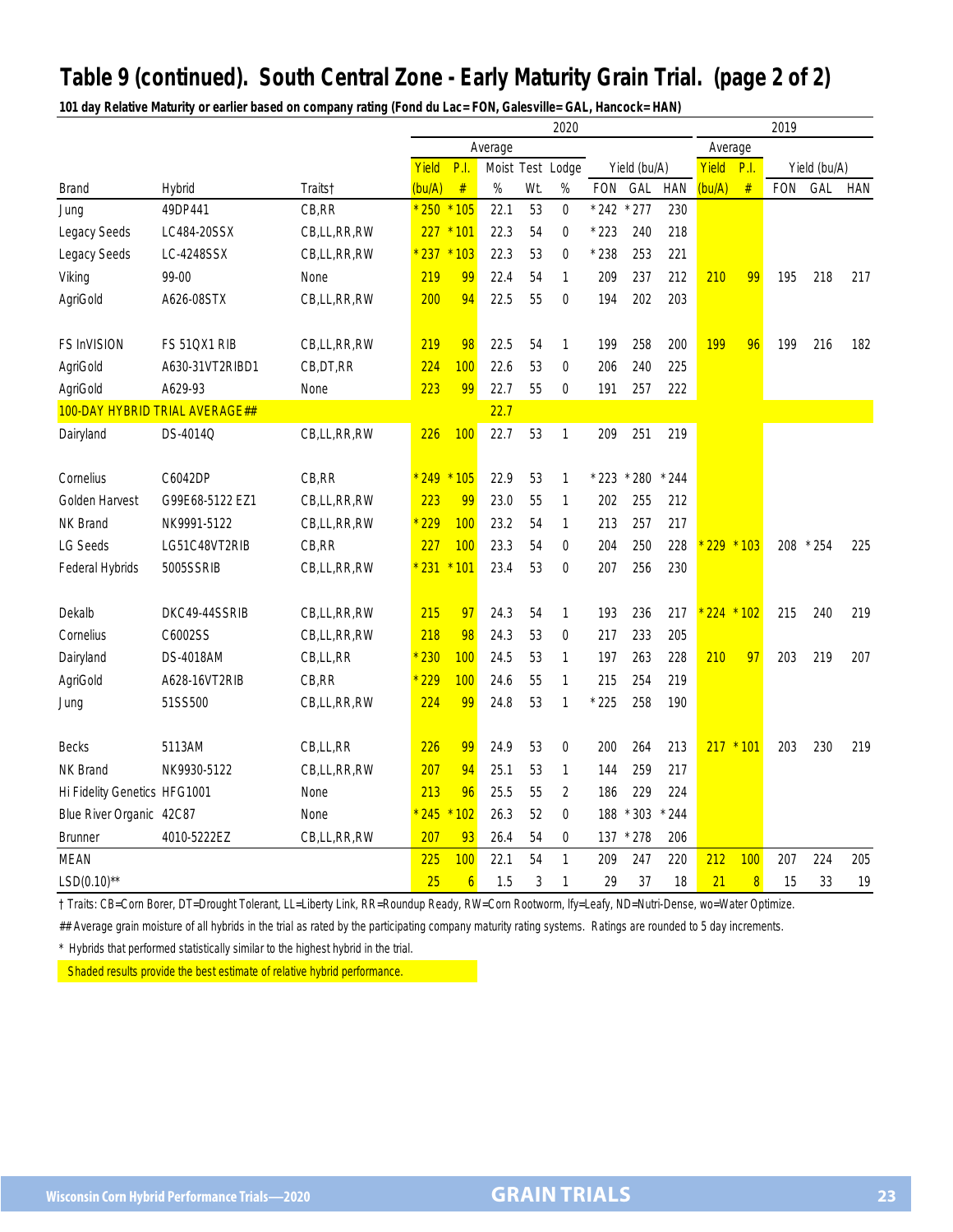# Table 9 (continued). South Central Zone - Early Maturity Grain Trial. (page 2 of 2)

**101 day Relative Maturity or earlier based on company rating (Fond du Lac= FON, Galesville= GAL, Hancock= HAN)**

| | | | 2020 | | | | | | | | 2019 | | | | |
|---|---|---|---|---|---|---|---|---|---|---|---|---|---|---|---|
| | | | Average | | | | | | | | Average | | | | |
| | | | Yield | P.I. | Moist | Test | Lodge | Yield (bu/A) | | | Yield | P.I. | Yield (bu/A) | | |
| Brand | Hybrid | Traits† | (bu/A) | # | % | Wt. | % | FON | GAL | HAN | (bu/A) | # | FON | GAL | HAN |
| Jung | 49DP441 | CB,RR | *250 | *105 | 22.1 | 53 | 0 | *242 | *277 | 230 | | | | | |
| Legacy Seeds | LC484-20SSX | CB,LL,RR,RW | 227 | *101 | 22.3 | 54 | 0 | *223 | 240 | 218 | | | | | |
| Legacy Seeds | LC-4248SSX | CB,LL,RR,RW | *237 | *103 | 22.3 | 53 | 0 | *238 | 253 | 221 | | | | | |
| Viking | 99-00 | None | 219 | 99 | 22.4 | 54 | 1 | 209 | 237 | 212 | 210 | 99 | 195 | 218 | 217 |
| AgriGold | A626-08STX | CB,LL,RR,RW | 200 | 94 | 22.5 | 55 | 0 | 194 | 202 | 203 | | | | | |
| FS InVISION | FS 51QX1 RIB | CB,LL,RR,RW | 219 | 98 | 22.5 | 54 | 1 | 199 | 258 | 200 | 199 | 96 | 199 | 216 | 182 |
| AgriGold | A630-31VT2RIBD1 | CB,DT,RR | 224 | 100 | 22.6 | 53 | 0 | 206 | 240 | 225 | | | | | |
| AgriGold | A629-93 | None | 223 | 99 | 22.7 | 55 | 0 | 191 | 257 | 222 | | | | | |
| 100-DAY HYBRID TRIAL AVERAGE## | | | | | 22.7 | | | | | | | | | | |
| Dairyland | DS-4014Q | CB,LL,RR,RW | 226 | 100 | 22.7 | 53 | 1 | 209 | 251 | 219 | | | | | |
| Cornelius | C6042DP | CB,RR | *249 | *105 | 22.9 | 53 | 1 | *223 | *280 | *244 | | | | | |
| Golden Harvest | G99E68-5122 EZ1 | CB,LL,RR,RW | 223 | 99 | 23.0 | 55 | 1 | 202 | 255 | 212 | | | | | |
| NK Brand | NK9991-5122 | CB,LL,RR,RW | *229 | 100 | 23.2 | 54 | 1 | 213 | 257 | 217 | | | | | |
| LG Seeds | LG51C48VT2RIB | CB,RR | 227 | 100 | 23.3 | 54 | 0 | 204 | 250 | 228 | *229 | *103 | 208 | *254 | 225 |
| Federal Hybrids | 5005SSRIB | CB,LL,RR,RW | *231 | *101 | 23.4 | 53 | 0 | 207 | 256 | 230 | | | | | |
| Dekalb | DKC49-44SSRIB | CB,LL,RR,RW | 215 | 97 | 24.3 | 54 | 1 | 193 | 236 | 217 | *224 | *102 | 215 | 240 | 219 |
| Cornelius | C6002SS | CB,LL,RR,RW | 218 | 98 | 24.3 | 53 | 0 | 217 | 233 | 205 | | | | | |
| Dairyland | DS-4018AM | CB,LL,RR | *230 | 100 | 24.5 | 53 | 1 | 197 | 263 | 228 | 210 | 97 | 203 | 219 | 207 |
| AgriGold | A628-16VT2RIB | CB,RR | *229 | 100 | 24.6 | 55 | 1 | 215 | 254 | 219 | | | | | |
| Jung | 51SS500 | CB,LL,RR,RW | 224 | 99 | 24.8 | 53 | 1 | *225 | 258 | 190 | | | | | |
| Becks | 5113AM | CB,LL,RR | 226 | 99 | 24.9 | 53 | 0 | 200 | 264 | 213 | 217 | *101 | 203 | 230 | 219 |
| NK Brand | NK9930-5122 | CB,LL,RR,RW | 207 | 94 | 25.1 | 53 | 1 | 144 | 259 | 217 | | | | | |
| Hi Fidelity Genetics | HFG1001 | None | 213 | 96 | 25.5 | 55 | 2 | 186 | 229 | 224 | | | | | |
| Blue River Organic | 42C87 | None | *245 | *102 | 26.3 | 52 | 0 | 188 | *303 | *244 | | | | | |
| Brunner | 4010-5222EZ | CB,LL,RR,RW | 207 | 93 | 26.4 | 54 | 0 | 137 | *278 | 206 | | | | | |
| MEAN | | | 225 | 100 | 22.1 | 54 | 1 | 209 | 247 | 220 | 212 | 100 | 207 | 224 | 205 |
| LSD(0.10)** | | | 25 | 6 | 1.5 | 3 | 1 | 29 | 37 | 18 | 21 | 8 | 15 | 33 | 19 |

† Traits: CB=Corn Borer, DT=Drought Tolerant, LL=Liberty Link, RR=Roundup Ready, RW=Corn Rootworm, lfy=Leafy, ND=Nutri-Dense, wo=Water Optimize.

## Average grain moisture of all hybrids in the trial as rated by the participating company maturity rating systems. Ratings are rounded to 5 day increments.

\* Hybrids that performed statistically similar to the highest hybrid in the trial.

Shaded results provide the best estimate of relative hybrid performance.